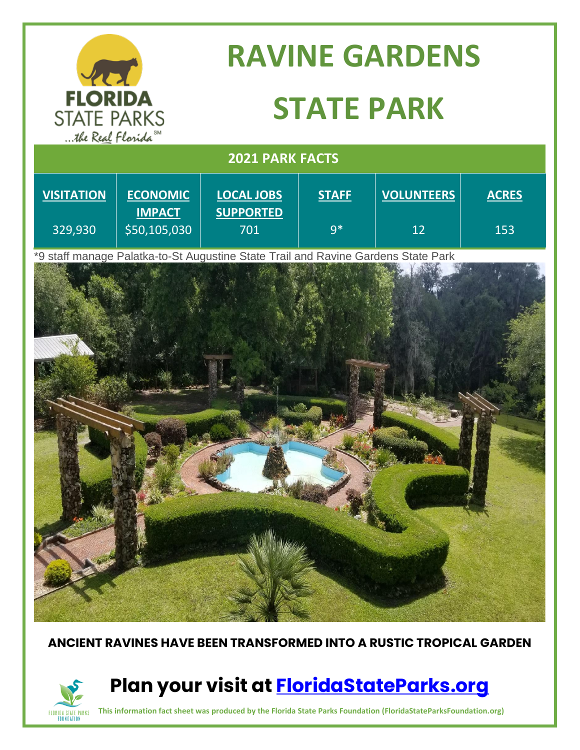# RAVINE GARDENS STATE PARK

## 2021 PARK FACTS

| VISITATION | ECONOMIC IMPACT | LOCAL JOBS SUPPORTED | STAFF | VOLUNTEERS | ACRES |
|---|---|---|---|---|---|
| 329,930 | $50,105,030 | 701 | 9* | 12 | 153 |

*9 staff manage Palatka-to-St Augustine State Trail and Ravine Gardens State Park

**ANCIENT RAVINES HAVE BEEN TRANSFORMED INTO A RUSTIC TROPICAL GARDEN**

## Plan your visit at [FloridaStateParks.org](https://FloridaStateParks.org)

**This information fact sheet was produced by the Florida State Parks Foundation (FloridaStateParksFoundation.org)**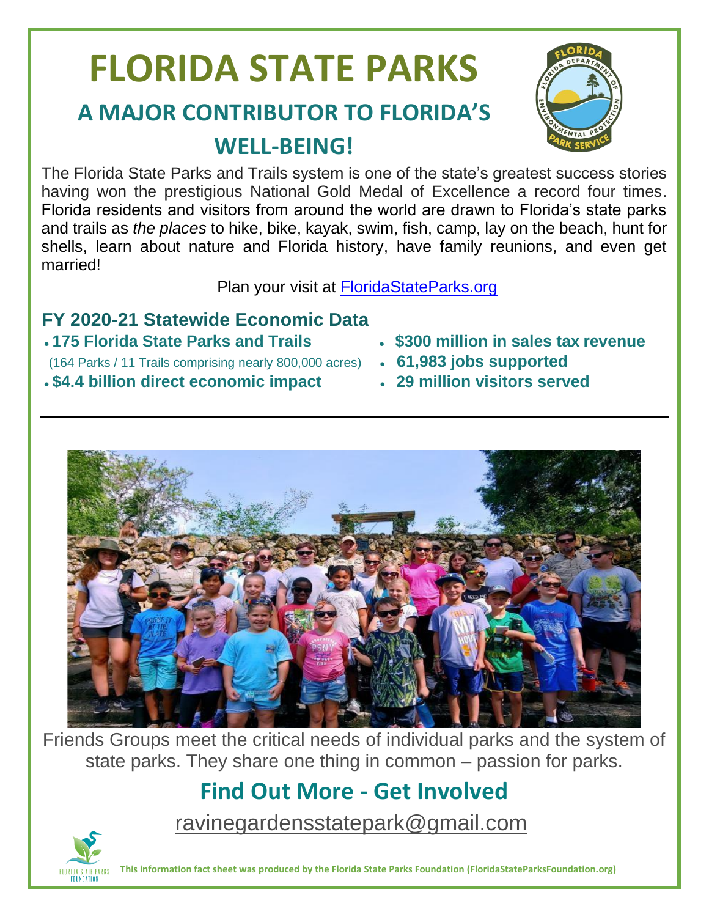# FLORIDA STATE PARKS

## A MAJOR CONTRIBUTOR TO FLORIDA'S WELL-BEING!

The Florida State Parks and Trails system is one of the state's greatest success stories having won the prestigious National Gold Medal of Excellence a record four times. Florida residents and visitors from around the world are drawn to Florida's state parks and trails as *the places* to hike, bike, kayak, swim, fish, camp, lay on the beach, hunt for shells, learn about nature and Florida history, have family reunions, and even get married!

Plan your visit at [FloridaStateParks.org](FloridaStateParks.org)

### FY 2020-21 Statewide Economic Data

- **175 Florida State Parks and Trails**
  (164 Parks / 11 Trails comprising nearly 800,000 acres)
- **$4.4 billion direct economic impact**
- **$300 million in sales tax revenue**
- **61,983 jobs supported**
- **29 million visitors served**

---

Friends Groups meet the critical needs of individual parks and the system of state parks. They share one thing in common – passion for parks.

## Find Out More - Get Involved

ravinegardensstatepark@gmail.com

**This information fact sheet was produced by the Florida State Parks Foundation (FloridaStateParksFoundation.org)**